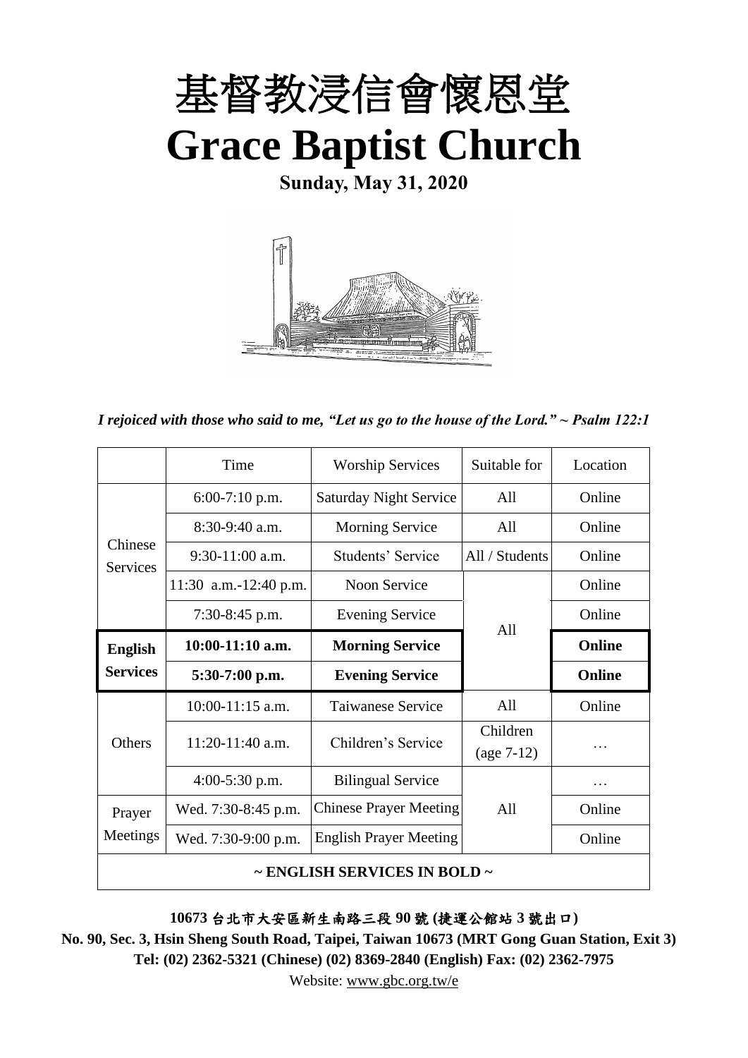# 基督教浸信會懷恩堂

# Grace Baptist Church

**Sunday, May 31, 2020**

*I rejoiced with those who said to me, "Let us go to the house of the Lord." ~ Psalm 122:1*

| | Time | Worship Services | Suitable for | Location |
|---|---|---|---|---|
| Chinese Services | 6:00-7:10 p.m. | Saturday Night Service | All | Online |
| | 8:30-9:40 a.m. | Morning Service | All | Online |
| | 9:30-11:00 a.m. | Students' Service | All / Students | Online |
| | 11:30 a.m.-12:40 p.m. | Noon Service | All | Online |
| | 7:30-8:45 p.m. | Evening Service | | Online |
| **English Services** | **10:00-11:10 a.m.** | **Morning Service** | | **Online** |
| | **5:30-7:00 p.m.** | **Evening Service** | | **Online** |
| Others | 10:00-11:15 a.m. | Taiwanese Service | All | Online |
| | 11:20-11:40 a.m. | Children's Service | Children (age 7-12) | … |
| | 4:00-5:30 p.m. | Bilingual Service | All | … |
| Prayer Meetings | Wed. 7:30-8:45 p.m. | Chinese Prayer Meeting | | Online |
| | Wed. 7:30-9:00 p.m. | English Prayer Meeting | | Online |

**~ ENGLISH SERVICES IN BOLD ~**

**10673 台北市大安區新生南路三段 90 號 (捷運公館站 3 號出口)**

**No. 90, Sec. 3, Hsin Sheng South Road, Taipei, Taiwan 10673 (MRT Gong Guan Station, Exit 3)**

**Tel: (02) 2362-5321 (Chinese) (02) 8369-2840 (English) Fax: (02) 2362-7975**

Website: www.gbc.org.tw/e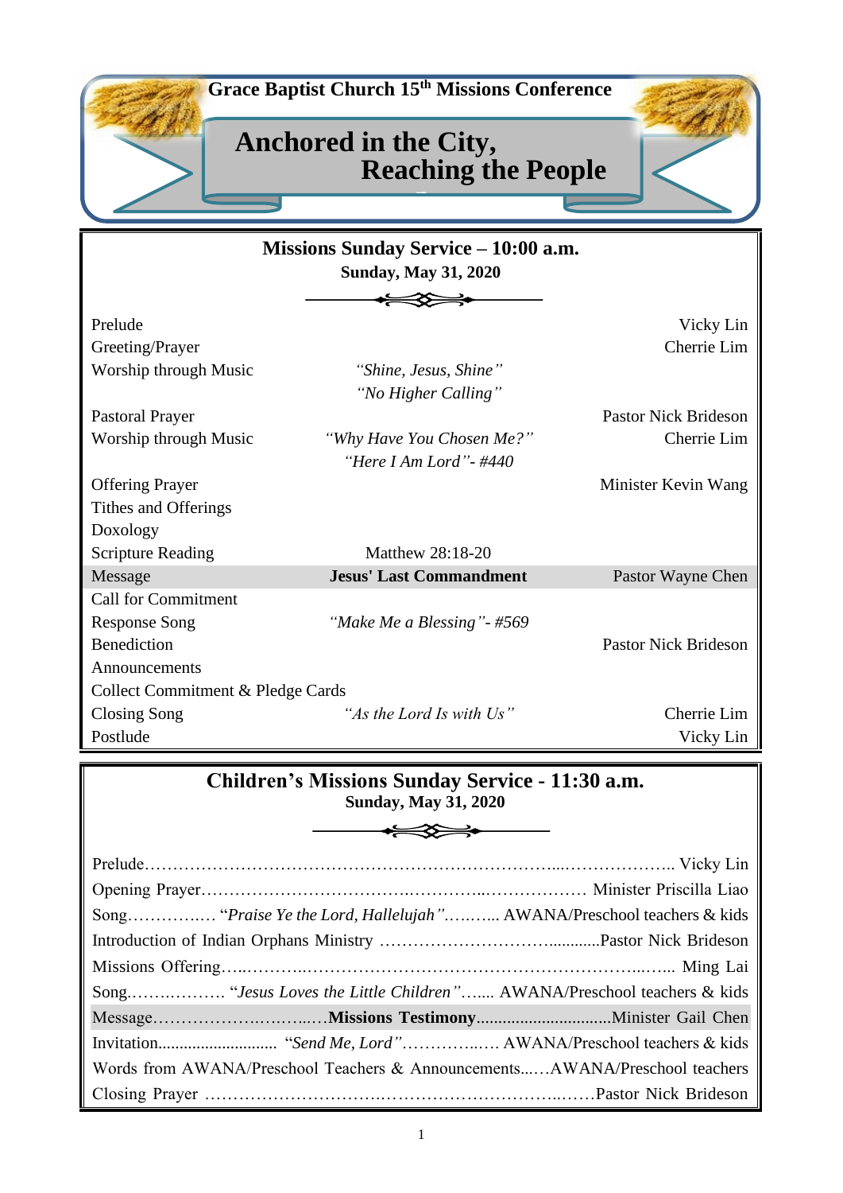**Grace Baptist Church 15th Missions Conference**

# Anchored in the City, Reaching the People

## Missions Sunday Service – 10:00 a.m.

**Sunday, May 31, 2020**

| | | |
|---|---|---|
| Prelude | | Vicky Lin |
| Greeting/Prayer | | Cherrie Lim |
| Worship through Music | *"Shine, Jesus, Shine"* *"No Higher Calling"* | |
| Pastoral Prayer | | Pastor Nick Brideson |
| Worship through Music | *"Why Have You Chosen Me?"* *"Here I Am Lord"- #440* | Cherrie Lim |
| Offering Prayer | | Minister Kevin Wang |
| Tithes and Offerings | | |
| Doxology | | |
| Scripture Reading | Matthew 28:18-20 | |
| Message | **Jesus' Last Commandment** | Pastor Wayne Chen |
| Call for Commitment | | |
| Response Song | *"Make Me a Blessing"- #569* | |
| Benediction | | Pastor Nick Brideson |
| Announcements | | |
| Collect Commitment & Pledge Cards | | |
| Closing Song | *"As the Lord Is with Us"* | Cherrie Lim |
| Postlude | | Vicky Lin |

## Children's Missions Sunday Service - 11:30 a.m.

**Sunday, May 31, 2020**

Prelude………………………………………………………………………….. Vicky Lin

Opening Prayer……………………………………………………… Minister Priscilla Liao

Song…………… "*Praise Ye the Lord, Hallelujah*"……….. AWANA/Preschool teachers & kids

Introduction of Indian Orphans Ministry ……………………………..........Pastor Nick Brideson

Missions Offering……………………………………………………………….. Ming Lai

Song……………. "*Jesus Loves the Little Children*"……. AWANA/Preschool teachers & kids

Message……………………………**Missions Testimony**..............................Minister Gail Chen

Invitation........................... "*Send Me, Lord*"……………. AWANA/Preschool teachers & kids

Words from AWANA/Preschool Teachers & Announcements…..AWANA/Preschool teachers

Closing Prayer ………………………………………………………Pastor Nick Brideson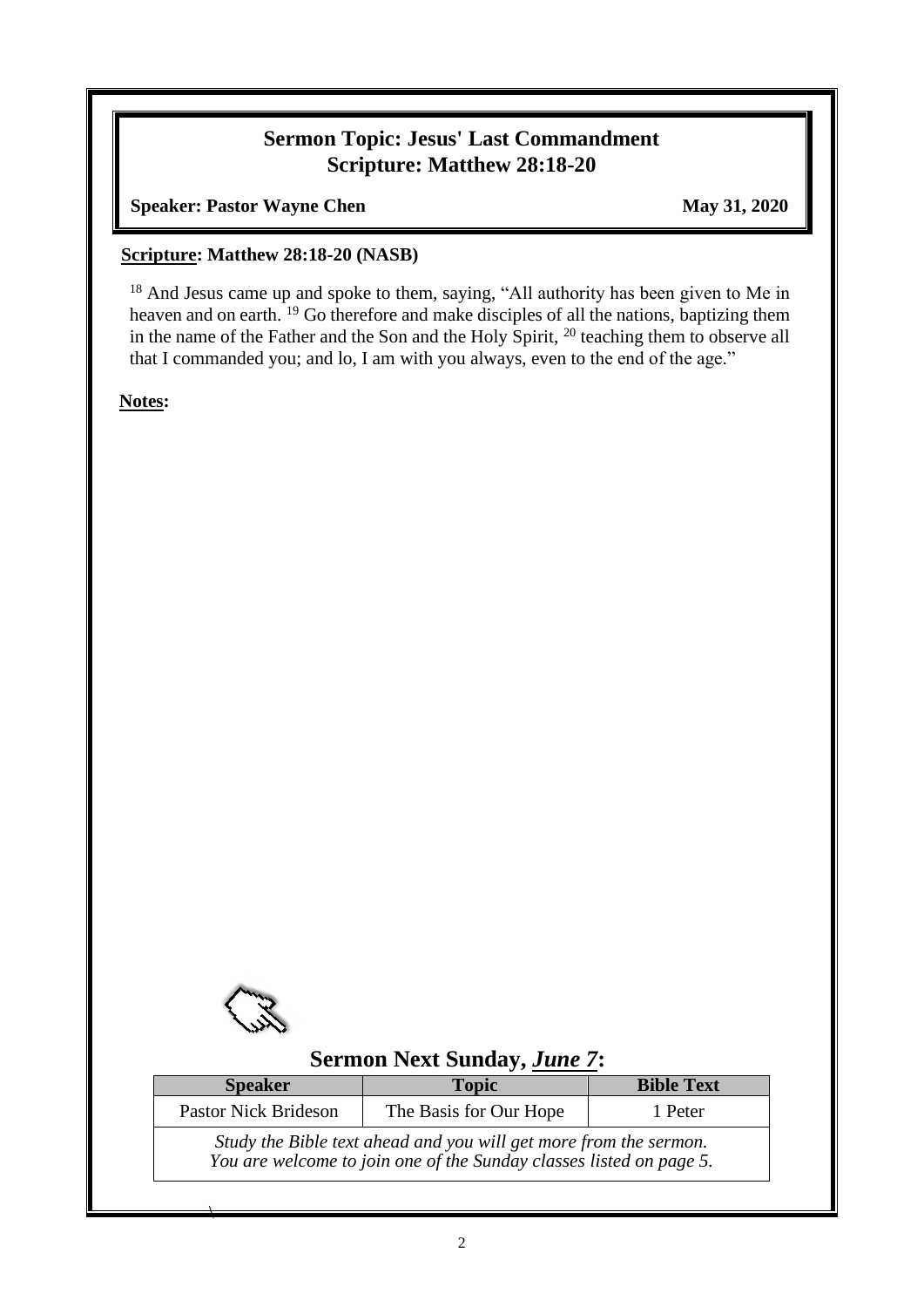## Sermon Topic: Jesus' Last Commandment
## Scripture: Matthew 28:18-20

**Speaker: Pastor Wayne Chen** **May 31, 2020**

**Scripture: Matthew 28:18-20 (NASB)**

[18] And Jesus came up and spoke to them, saying, "All authority has been given to Me in heaven and on earth. [19] Go therefore and make disciples of all the nations, baptizing them in the name of the Father and the Son and the Holy Spirit, [20] teaching them to observe all that I commanded you; and lo, I am with you always, even to the end of the age."

**Notes:**

## Sermon Next Sunday, *June 7*:

| Speaker | Topic | Bible Text |
|---|---|---|
| Pastor Nick Brideson | The Basis for Our Hope | 1 Peter |
| *Study the Bible text ahead and you will get more from the sermon. You are welcome to join one of the Sunday classes listed on page 5.* | | |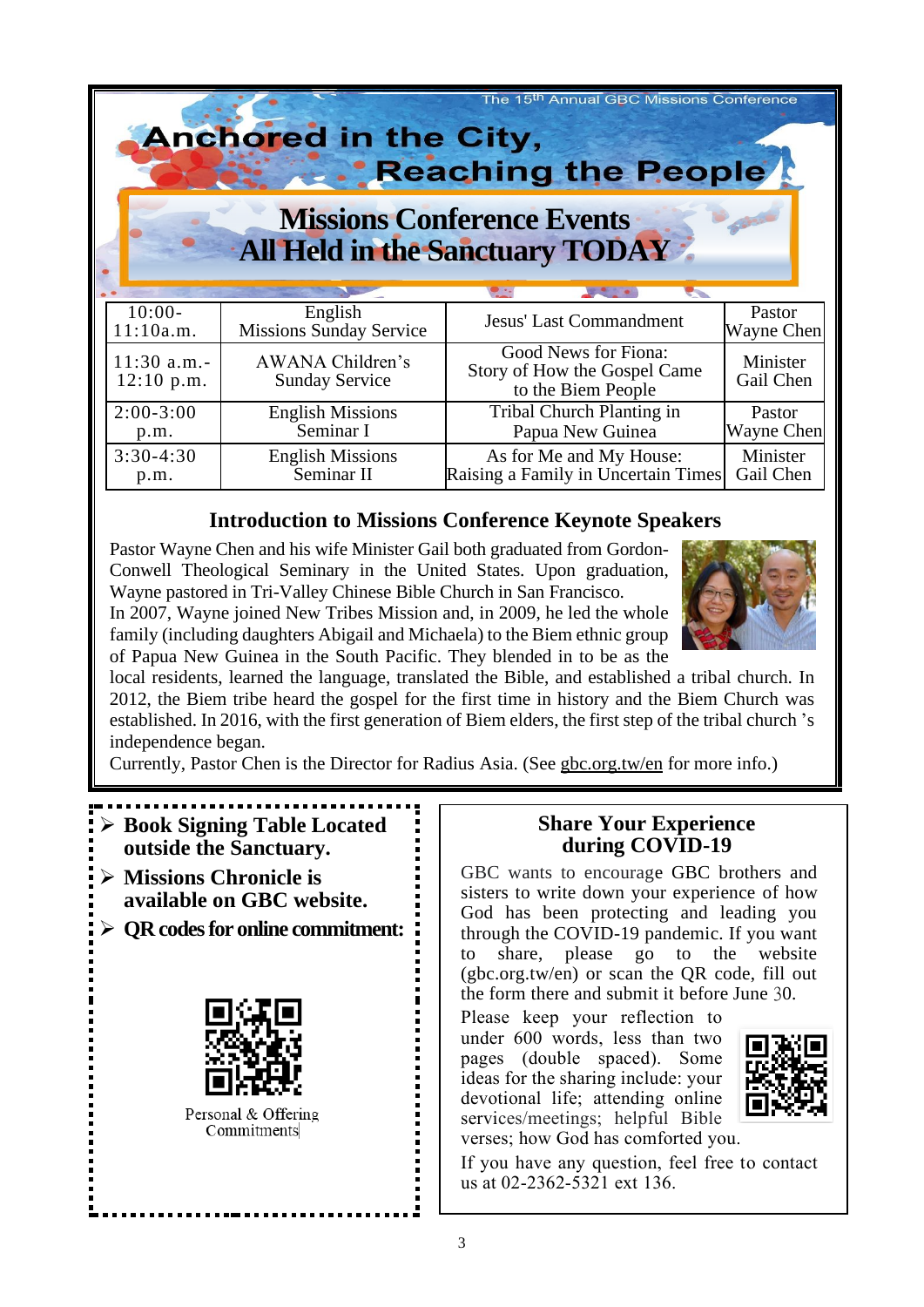The 15th Annual GBC Missions Conference

# Anchored in the City, Reaching the People

## Missions Conference Events All Held in the Sanctuary TODAY

| | | | |
|---|---|---|---|
| 10:00-11:10a.m. | English Missions Sunday Service | Jesus' Last Commandment | Pastor Wayne Chen |
| 11:30 a.m.-12:10 p.m. | AWANA Children's Sunday Service | Good News for Fiona: Story of How the Gospel Came to the Biem People | Minister Gail Chen |
| 2:00-3:00 p.m. | English Missions Seminar I | Tribal Church Planting in Papua New Guinea | Pastor Wayne Chen |
| 3:30-4:30 p.m. | English Missions Seminar II | As for Me and My House: Raising a Family in Uncertain Times | Minister Gail Chen |

### Introduction to Missions Conference Keynote Speakers

Pastor Wayne Chen and his wife Minister Gail both graduated from Gordon-Conwell Theological Seminary in the United States. Upon graduation, Wayne pastored in Tri-Valley Chinese Bible Church in San Francisco.
In 2007, Wayne joined New Tribes Mission and, in 2009, he led the whole family (including daughters Abigail and Michaela) to the Biem ethnic group of Papua New Guinea in the South Pacific. They blended in to be as the local residents, learned the language, translated the Bible, and established a tribal church. In 2012, the Biem tribe heard the gospel for the first time in history and the Biem Church was established. In 2016, with the first generation of Biem elders, the first step of the tribal church 's independence began.
Currently, Pastor Chen is the Director for Radius Asia. (See gbc.org.tw/en for more info.)

- **Book Signing Table Located outside the Sanctuary.**
- **Missions Chronicle is available on GBC website.**
- **QR codes for online commitment:**

Personal & Offering Commitments

### Share Your Experience during COVID-19

GBC wants to encourage GBC brothers and sisters to write down your experience of how God has been protecting and leading you through the COVID-19 pandemic. If you want to share, please go to the website (gbc.org.tw/en) or scan the QR code, fill out the form there and submit it before June 30.

Please keep your reflection to under 600 words, less than two pages (double spaced). Some ideas for the sharing include: your devotional life; attending online services/meetings; helpful Bible verses; how God has comforted you.

If you have any question, feel free to contact us at 02-2362-5321 ext 136.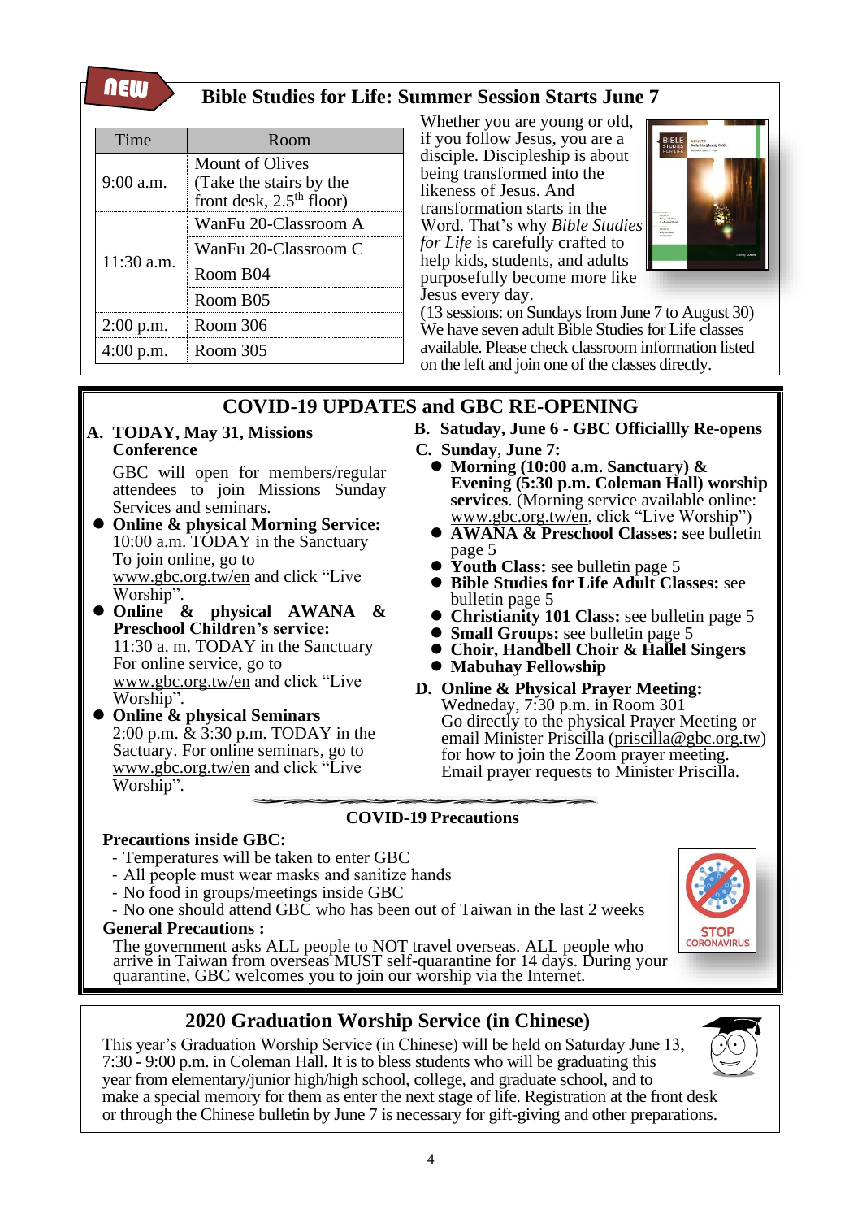## Bible Studies for Life: Summer Session Starts June 7

| Time | Room |
|---|---|
| 9:00 a.m. | Mount of Olives (Take the stairs by the front desk, $2.5^{th}$ floor) |
| 11:30 a.m. | WanFu 20-Classroom A |
| | WanFu 20-Classroom C |
| | Room B04 |
| | Room B05 |
| 2:00 p.m. | Room 306 |
| 4:00 p.m. | Room 305 |

Whether you are young or old, if you follow Jesus, you are a disciple. Discipleship is about being transformed into the likeness of Jesus. And transformation starts in the Word. That's why *Bible Studies for Life* is carefully crafted to help kids, students, and adults purposefully become more like Jesus every day.

(13 sessions: on Sundays from June 7 to August 30) We have seven adult Bible Studies for Life classes available. Please check classroom information listed on the left and join one of the classes directly.

## COVID-19 UPDATES and GBC RE-OPENING

**A. TODAY, May 31, Missions Conference**

GBC will open for members/regular attendees to join Missions Sunday Services and seminars.

- **Online & physical Morning Service:** 10:00 a.m. TODAY in the Sanctuary To join online, go to www.gbc.org.tw/en and click "Live Worship".
- **Online & physical AWANA & Preschool Children's service:** 11:30 a. m. TODAY in the Sanctuary For online service, go to www.gbc.org.tw/en and click "Live Worship".
- **Online & physical Seminars** 2:00 p.m. & 3:30 p.m. TODAY in the Sactuary. For online seminars, go to www.gbc.org.tw/en and click "Live Worship".

**B. Satuday, June 6 - GBC Officiallly Re-opens**

**C. Sunday, June 7:**

- **Morning (10:00 a.m. Sanctuary) & Evening (5:30 p.m. Coleman Hall) worship services.** (Morning service available online: www.gbc.org.tw/en, click "Live Worship")
- **AWANA & Preschool Classes:** see bulletin page 5
- **Youth Class:** see bulletin page 5
- **Bible Studies for Life Adult Classes:** see bulletin page 5
- **Christianity 101 Class:** see bulletin page 5
- **Small Groups:** see bulletin page 5
- **Choir, Handbell Choir & Hallel Singers**
- **Mabuhay Fellowship**

**D. Online & Physical Prayer Meeting:**

Wedneday, 7:30 p.m. in Room 301 Go directly to the physical Prayer Meeting or email Minister Priscilla (priscilla@gbc.org.tw) for how to join the Zoom prayer meeting. Email prayer requests to Minister Priscilla.

### COVID-19 Precautions

**Precautions inside GBC:**

- Temperatures will be taken to enter GBC
- All people must wear masks and sanitize hands
- No food in groups/meetings inside GBC
- No one should attend GBC who has been out of Taiwan in the last 2 weeks

**General Precautions :**

The government asks ALL people to NOT travel overseas. ALL people who arrive in Taiwan from overseas MUST self-quarantine for 14 days. During your quarantine, GBC welcomes you to join our worship via the Internet.

STOP CORONAVIRUS

## 2020 Graduation Worship Service (in Chinese)

This year's Graduation Worship Service (in Chinese) will be held on Saturday June 13, 7:30 - 9:00 p.m. in Coleman Hall. It is to bless students who will be graduating this year from elementary/junior high/high school, college, and graduate school, and to make a special memory for them as enter the next stage of life. Registration at the front desk or through the Chinese bulletin by June 7 is necessary for gift-giving and other preparations.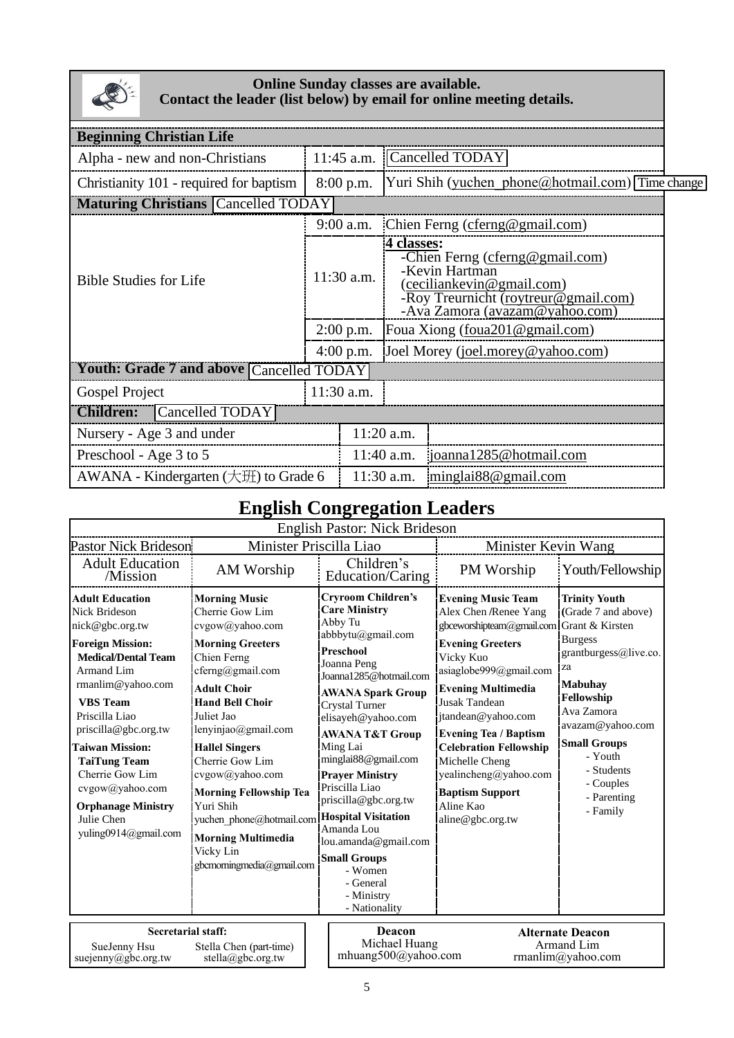**Online Sunday classes are available.**
**Contact the leader (list below) by email for online meeting details.**

| **Beginning Christian Life** | | |
|---|---|---|
| Alpha - new and non-Christians | 11:45 a.m. | Cancelled TODAY |
| Christianity 101 - required for baptism | 8:00 p.m. | Yuri Shih (yuchen_phone@hotmail.com) Time change |
| **Maturing Christians** Cancelled TODAY | | |
| Bible Studies for Life | 9:00 a.m. | Chien Ferng (cferng@gmail.com) |
| | 11:30 a.m. | **4 classes:** -Chien Ferng (cferng@gmail.com) -Kevin Hartman (ceciliankevin@gmail.com) -Roy Treurnicht (roytreur@gmail.com) -Ava Zamora (avazam@yahoo.com) |
| | 2:00 p.m. | Foua Xiong (foua201@gmail.com) |
| | 4:00 p.m. | Joel Morey (joel.morey@yahoo.com) |
| **Youth: Grade 7 and above** Cancelled TODAY | | |
| Gospel Project | 11:30 a.m. | |
| **Children:** Cancelled TODAY | | |
| Nursery - Age 3 and under | 11:20 a.m. | |
| Preschool - Age 3 to 5 | 11:40 a.m. | joanna1285@hotmail.com |
| AWANA - Kindergarten (大班) to Grade 6 | 11:30 a.m. | minglai88@gmail.com |

# English Congregation Leaders

English Pastor: Nick Brideson

| Pastor Nick Brideson | Minister Priscilla Liao | | Minister Kevin Wang | |
|---|---|---|---|---|
| Adult Education /Mission | AM Worship | Children's Education/Caring | PM Worship | Youth/Fellowship |
| **Adult Education** Nick Brideson nick@gbc.org.tw **Foreign Mission:** **Medical/Dental Team** Armand Lim rmanlim@yahoo.com **VBS Team** Priscilla Liao priscilla@gbc.org.tw **Taiwan Mission:** **TaiTung Team** Cherrie Gow Lim cvgow@yahoo.com **Orphanage Ministry** Julie Chen yuling0914@gmail.com | **Morning Music** Cherrie Gow Lim cvgow@yahoo.com **Morning Greeters** Chien Ferng cferng@gmail.com **Adult Choir** **Hand Bell Choir** Juliet Jao lenyinjao@gmail.com **Hallel Singers** Cherrie Gow Lim cvgow@yahoo.com **Morning Fellowship Tea** Yuri Shih yuchen_phone@hotmail.com **Morning Multimedia** Vicky Lin gbcmorningmedia@gmail.com | **Cryroom Children's Care Ministry** Abby Tu abbbytu@gmail.com **Preschool** Joanna Peng Joanna1285@hotmail.com **AWANA Spark Group** Crystal Turner elisayeh@yahoo.com **AWANA T&T Group** Ming Lai minglai88@gmail.com **Prayer Ministry** Priscilla Liao priscilla@gbc.org.tw **Hospital Visitation** Amanda Lou lou.amanda@gmail.com **Small Groups** - Women - General - Ministry - Nationality | **Evening Music Team** Alex Chen /Renee Yang gbceworshipteam@gmail.com **Evening Greeters** Vicky Kuo asiaglobe999@gmail.com **Evening Multimedia** Jusak Tandean jtandean@yahoo.com **Evening Tea / Baptism Celebration Fellowship** Michelle Cheng yealincheng@yahoo.com **Baptism Support** Aline Kao aline@gbc.org.tw | **Trinity Youth** (Grade 7 and above) Grant & Kirsten Burgess grantburgess@live.co.za **Mabuhay Fellowship** Ava Zamora avazam@yahoo.com **Small Groups** - Youth - Students - Couples - Parenting - Family |

| Secretarial staff: | | Deacon | Alternate Deacon |
|---|---|---|---|
| SueJenny Hsu suejenny@gbc.org.tw | Stella Chen (part-time) stella@gbc.org.tw | Michael Huang mhuang500@yahoo.com | Armand Lim rmanlim@yahoo.com |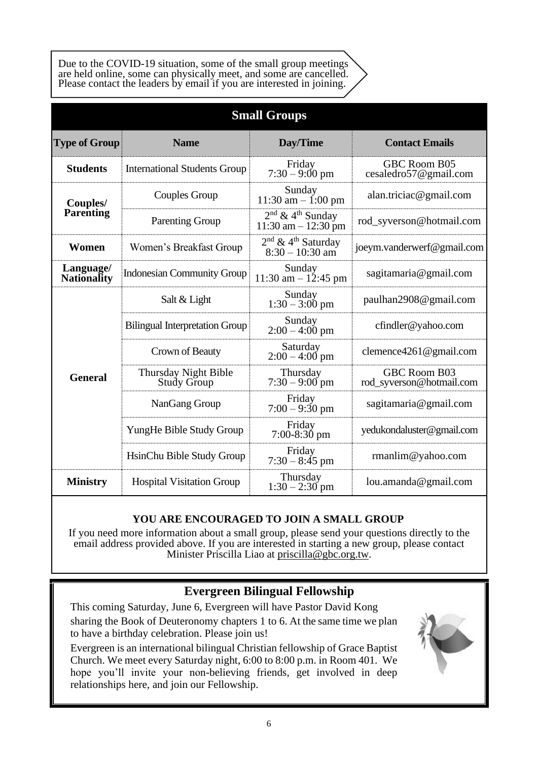Due to the COVID-19 situation, some of the small group meetings are held online, some can physically meet, and some are cancelled. Please contact the leaders by email if you are interested in joining.

## Small Groups

| Type of Group | Name | Day/Time | Contact Emails |
|---|---|---|---|
| **Students** | International Students Group | Friday 7:30 – 9:00 pm | GBC Room B05 cesaledro57@gmail.com |
| **Couples/ Parenting** | Couples Group | Sunday 11:30 am – 1:00 pm | alan.triciac@gmail.com |
| | Parenting Group | 2nd & 4th Sunday 11:30 am – 12:30 pm | rod_syverson@hotmail.com |
| **Women** | Women's Breakfast Group | 2nd & 4th Saturday 8:30 – 10:30 am | joeym.vanderwerf@gmail.com |
| **Language/ Nationality** | Indonesian Community Group | Sunday 11:30 am – 12:45 pm | sagitamaria@gmail.com |
| **General** | Salt & Light | Sunday 1:30 – 3:00 pm | paulhan2908@gmail.com |
| | Bilingual Interpretation Group | Sunday 2:00 – 4:00 pm | cfindler@yahoo.com |
| | Crown of Beauty | Saturday 2:00 – 4:00 pm | clemence4261@gmail.com |
| | Thursday Night Bible Study Group | Thursday 7:30 – 9:00 pm | GBC Room B03 rod_syverson@hotmail.com |
| | NanGang Group | Friday 7:00 – 9:30 pm | sagitamaria@gmail.com |
| | YungHe Bible Study Group | Friday 7:00-8:30 pm | yedukondaluster@gmail.com |
| | HsinChu Bible Study Group | Friday 7:30 – 8:45 pm | rmanlim@yahoo.com |
| **Ministry** | Hospital Visitation Group | Thursday 1:30 – 2:30 pm | lou.amanda@gmail.com |

**YOU ARE ENCOURAGED TO JOIN A SMALL GROUP**

If you need more information about a small group, please send your questions directly to the email address provided above. If you are interested in starting a new group, please contact Minister Priscilla Liao at priscilla@gbc.org.tw.

## Evergreen Bilingual Fellowship

This coming Saturday, June 6, Evergreen will have Pastor David Kong sharing the Book of Deuteronomy chapters 1 to 6. At the same time we plan to have a birthday celebration. Please join us!

Evergreen is an international bilingual Christian fellowship of Grace Baptist Church. We meet every Saturday night, 6:00 to 8:00 p.m. in Room 401. We hope you'll invite your non-believing friends, get involved in deep relationships here, and join our Fellowship.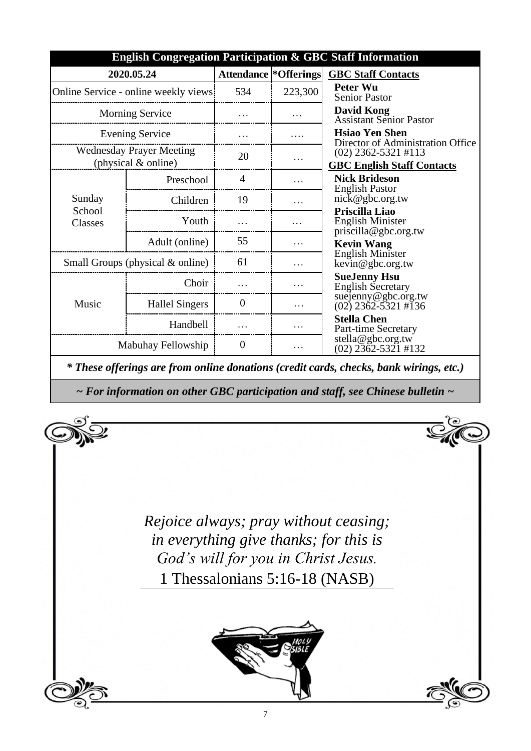## English Congregation Participation & GBC Staff Information

| 2020.05.24 | | Attendance | *Offerings |
|---|---|---|---|
| Online Service - online weekly views | | 534 | 223,300 |
| Morning Service | | … | … |
| Evening Service | | … | …. |
| Wednesday Prayer Meeting (physical & online) | | 20 | … |
| Sunday School Classes | Preschool | 4 | … |
| | Children | 19 | … |
| | Youth | … | … |
| | Adult (online) | 55 | … |
| Small Groups (physical & online) | | 61 | … |
| Music | Choir | … | … |
| | Hallel Singers | 0 | … |
| | Handbell | … | … |
| Mabuhay Fellowship | | 0 | … |

**GBC Staff Contacts**

**Peter Wu**
Senior Pastor

**David Kong**
Assistant Senior Pastor

**Hsiao Yen Shen**
Director of Administration Office
(02) 2362-5321 #113

**GBC English Staff Contacts**

**Nick Brideson**
English Pastor
nick@gbc.org.tw

**Priscilla Liao**
English Minister
priscilla@gbc.org.tw

**Kevin Wang**
English Minister
kevin@gbc.org.tw

**SueJenny Hsu**
English Secretary
suejenny@gbc.org.tw
(02) 2362-5321 #136

**Stella Chen**
Part-time Secretary
stella@gbc.org.tw
(02) 2362-5321 #132

***** These offerings are from online donations (credit cards, checks, bank wirings, etc.)***

*~ For information on other GBC participation and staff, see Chinese bulletin ~*

*Rejoice always; pray without ceasing;*
*in everything give thanks; for this is*
*God's will for you in Christ Jesus.*
1 Thessalonians 5:16-18 (NASB)